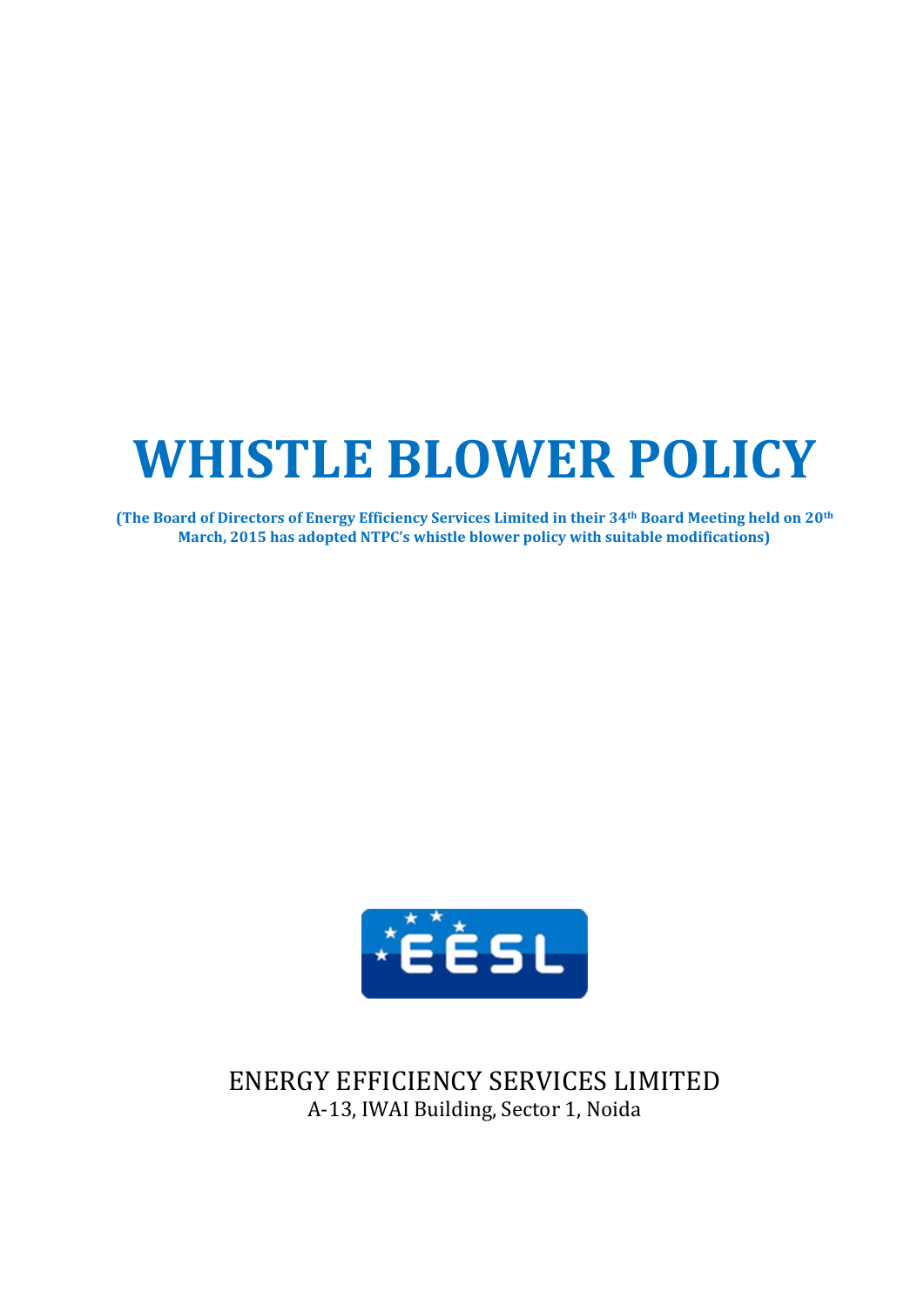# WHISTLE BLOWER POLICY

**(The Board of Directors of Energy Efficiency Services Limited in their 34th Board Meeting held on 20th March, 2015 has adopted NTPC's whistle blower policy with suitable modifications)**

ENERGY EFFICIENCY SERVICES LIMITED
A-13, IWAI Building, Sector 1, Noida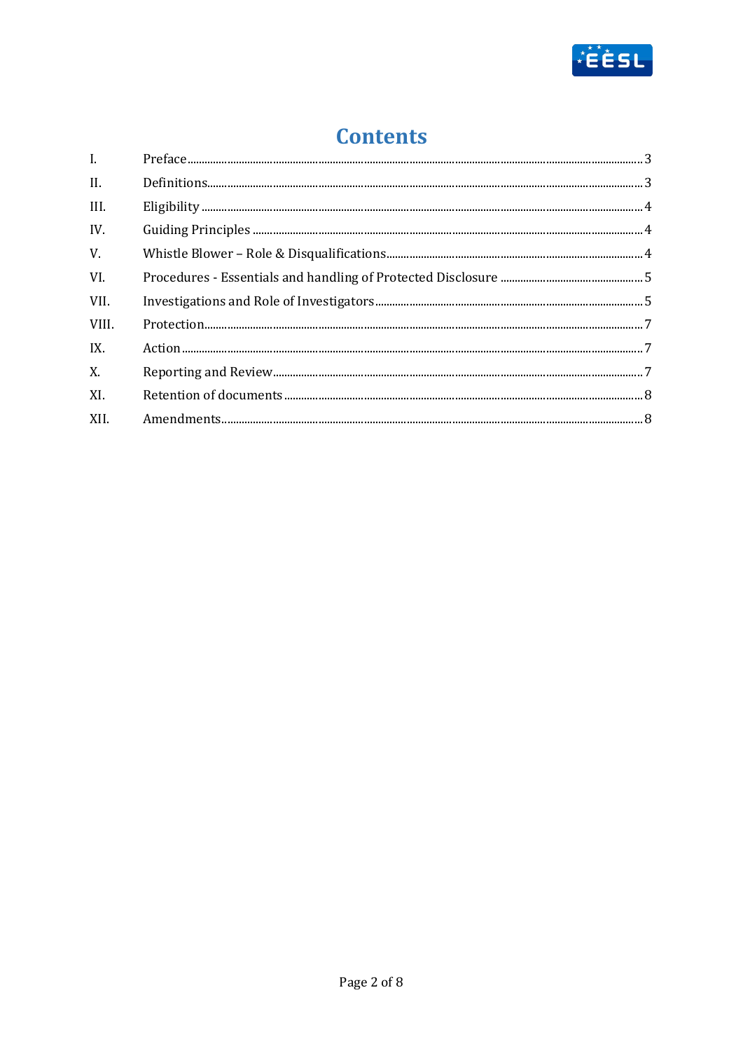# Contents

| | | |
|---|---|---|
| I. | Preface | 3 |
| II. | Definitions | 3 |
| III. | Eligibility | 4 |
| IV. | Guiding Principles | 4 |
| V. | Whistle Blower – Role & Disqualifications | 4 |
| VI. | Procedures - Essentials and handling of Protected Disclosure | 5 |
| VII. | Investigations and Role of Investigators | 5 |
| VIII. | Protection | 7 |
| IX. | Action | 7 |
| X. | Reporting and Review | 7 |
| XI. | Retention of documents | 8 |
| XII. | Amendments | 8 |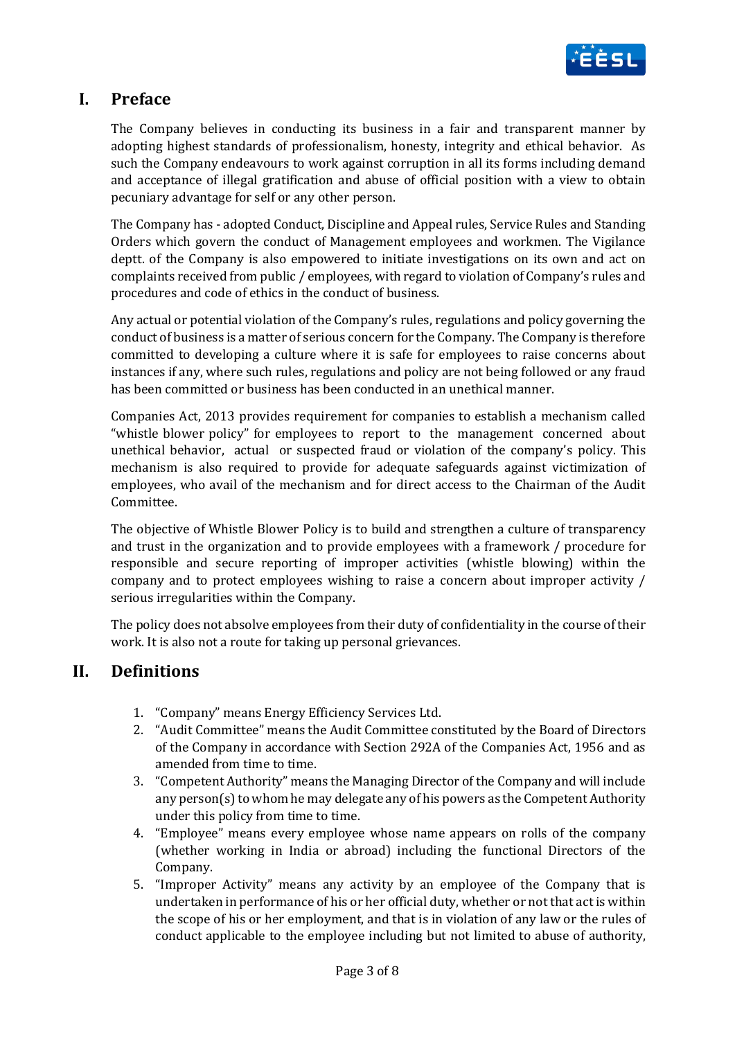## I. Preface

The Company believes in conducting its business in a fair and transparent manner by adopting highest standards of professionalism, honesty, integrity and ethical behavior. As such the Company endeavours to work against corruption in all its forms including demand and acceptance of illegal gratification and abuse of official position with a view to obtain pecuniary advantage for self or any other person.

The Company has - adopted Conduct, Discipline and Appeal rules, Service Rules and Standing Orders which govern the conduct of Management employees and workmen. The Vigilance deptt. of the Company is also empowered to initiate investigations on its own and act on complaints received from public / employees, with regard to violation of Company's rules and procedures and code of ethics in the conduct of business.

Any actual or potential violation of the Company's rules, regulations and policy governing the conduct of business is a matter of serious concern for the Company. The Company is therefore committed to developing a culture where it is safe for employees to raise concerns about instances if any, where such rules, regulations and policy are not being followed or any fraud has been committed or business has been conducted in an unethical manner.

Companies Act, 2013 provides requirement for companies to establish a mechanism called "whistle blower policy" for employees to report to the management concerned about unethical behavior, actual or suspected fraud or violation of the company's policy. This mechanism is also required to provide for adequate safeguards against victimization of employees, who avail of the mechanism and for direct access to the Chairman of the Audit Committee.

The objective of Whistle Blower Policy is to build and strengthen a culture of transparency and trust in the organization and to provide employees with a framework / procedure for responsible and secure reporting of improper activities (whistle blowing) within the company and to protect employees wishing to raise a concern about improper activity / serious irregularities within the Company.

The policy does not absolve employees from their duty of confidentiality in the course of their work. It is also not a route for taking up personal grievances.

## II. Definitions

1. "Company" means Energy Efficiency Services Ltd.
2. "Audit Committee" means the Audit Committee constituted by the Board of Directors of the Company in accordance with Section 292A of the Companies Act, 1956 and as amended from time to time.
3. "Competent Authority" means the Managing Director of the Company and will include any person(s) to whom he may delegate any of his powers as the Competent Authority under this policy from time to time.
4. "Employee" means every employee whose name appears on rolls of the company (whether working in India or abroad) including the functional Directors of the Company.
5. "Improper Activity" means any activity by an employee of the Company that is undertaken in performance of his or her official duty, whether or not that act is within the scope of his or her employment, and that is in violation of any law or the rules of conduct applicable to the employee including but not limited to abuse of authority,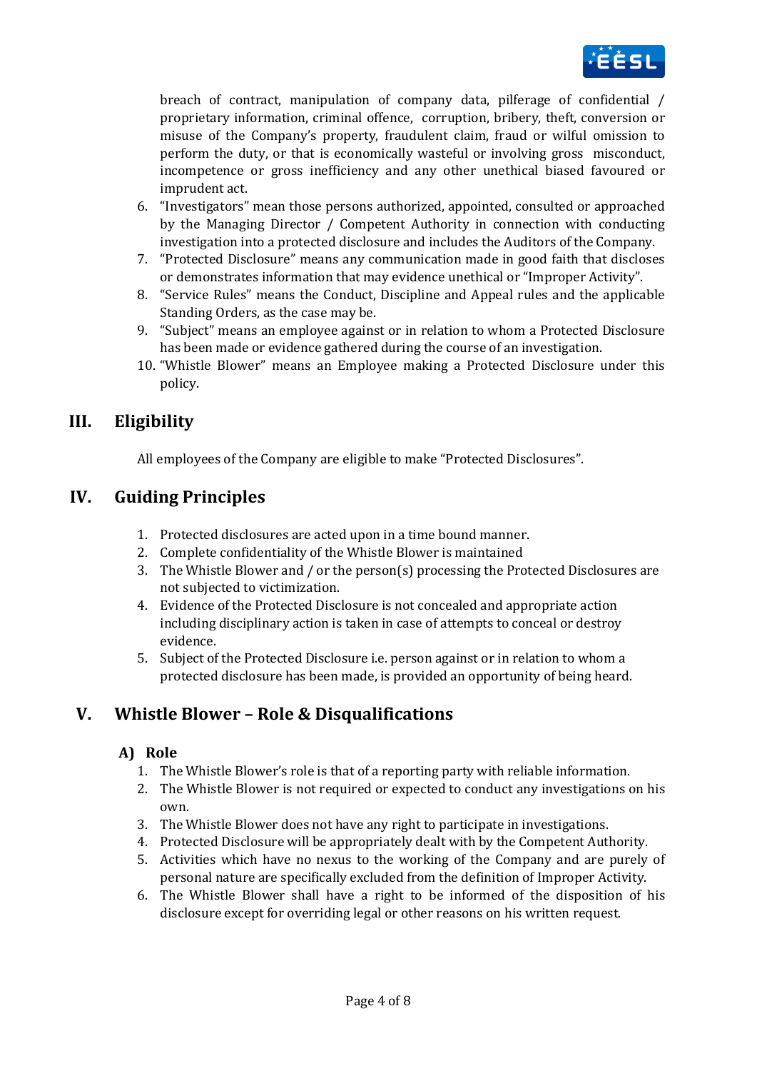breach of contract, manipulation of company data, pilferage of confidential / proprietary information, criminal offence, corruption, bribery, theft, conversion or misuse of the Company's property, fraudulent claim, fraud or wilful omission to perform the duty, or that is economically wasteful or involving gross misconduct, incompetence or gross inefficiency and any other unethical biased favoured or imprudent act.

6. "Investigators" mean those persons authorized, appointed, consulted or approached by the Managing Director / Competent Authority in connection with conducting investigation into a protected disclosure and includes the Auditors of the Company.
7. "Protected Disclosure" means any communication made in good faith that discloses or demonstrates information that may evidence unethical or "Improper Activity".
8. "Service Rules" means the Conduct, Discipline and Appeal rules and the applicable Standing Orders, as the case may be.
9. "Subject" means an employee against or in relation to whom a Protected Disclosure has been made or evidence gathered during the course of an investigation.
10. "Whistle Blower" means an Employee making a Protected Disclosure under this policy.

## III. Eligibility

All employees of the Company are eligible to make "Protected Disclosures".

## IV. Guiding Principles

1. Protected disclosures are acted upon in a time bound manner.
2. Complete confidentiality of the Whistle Blower is maintained
3. The Whistle Blower and / or the person(s) processing the Protected Disclosures are not subjected to victimization.
4. Evidence of the Protected Disclosure is not concealed and appropriate action including disciplinary action is taken in case of attempts to conceal or destroy evidence.
5. Subject of the Protected Disclosure i.e. person against or in relation to whom a protected disclosure has been made, is provided an opportunity of being heard.

## V. Whistle Blower – Role & Disqualifications

### A) Role

1. The Whistle Blower's role is that of a reporting party with reliable information.
2. The Whistle Blower is not required or expected to conduct any investigations on his own.
3. The Whistle Blower does not have any right to participate in investigations.
4. Protected Disclosure will be appropriately dealt with by the Competent Authority.
5. Activities which have no nexus to the working of the Company and are purely of personal nature are specifically excluded from the definition of Improper Activity.
6. The Whistle Blower shall have a right to be informed of the disposition of his disclosure except for overriding legal or other reasons on his written request.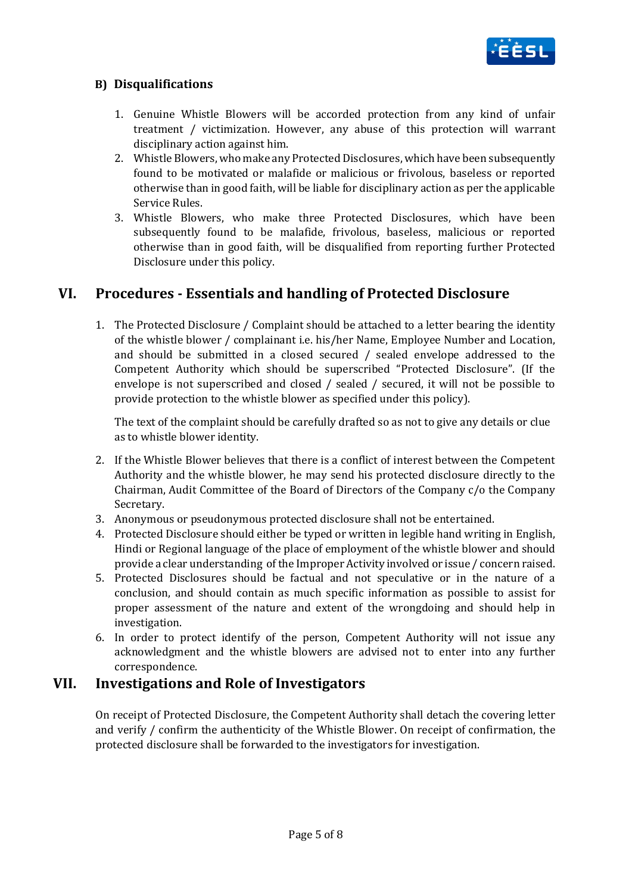### B) Disqualifications

1. Genuine Whistle Blowers will be accorded protection from any kind of unfair treatment / victimization. However, any abuse of this protection will warrant disciplinary action against him.
2. Whistle Blowers, who make any Protected Disclosures, which have been subsequently found to be motivated or malafide or malicious or frivolous, baseless or reported otherwise than in good faith, will be liable for disciplinary action as per the applicable Service Rules.
3. Whistle Blowers, who make three Protected Disclosures, which have been subsequently found to be malafide, frivolous, baseless, malicious or reported otherwise than in good faith, will be disqualified from reporting further Protected Disclosure under this policy.

## VI. Procedures - Essentials and handling of Protected Disclosure

1. The Protected Disclosure / Complaint should be attached to a letter bearing the identity of the whistle blower / complainant i.e. his/her Name, Employee Number and Location, and should be submitted in a closed secured / sealed envelope addressed to the Competent Authority which should be superscribed "Protected Disclosure". (If the envelope is not superscribed and closed / sealed / secured, it will not be possible to provide protection to the whistle blower as specified under this policy).

   The text of the complaint should be carefully drafted so as not to give any details or clue as to whistle blower identity.

2. If the Whistle Blower believes that there is a conflict of interest between the Competent Authority and the whistle blower, he may send his protected disclosure directly to the Chairman, Audit Committee of the Board of Directors of the Company c/o the Company Secretary.
3. Anonymous or pseudonymous protected disclosure shall not be entertained.
4. Protected Disclosure should either be typed or written in legible hand writing in English, Hindi or Regional language of the place of employment of the whistle blower and should provide a clear understanding of the Improper Activity involved or issue / concern raised.
5. Protected Disclosures should be factual and not speculative or in the nature of a conclusion, and should contain as much specific information as possible to assist for proper assessment of the nature and extent of the wrongdoing and should help in investigation.
6. In order to protect identify of the person, Competent Authority will not issue any acknowledgment and the whistle blowers are advised not to enter into any further correspondence.

## VII. Investigations and Role of Investigators

On receipt of Protected Disclosure, the Competent Authority shall detach the covering letter and verify / confirm the authenticity of the Whistle Blower. On receipt of confirmation, the protected disclosure shall be forwarded to the investigators for investigation.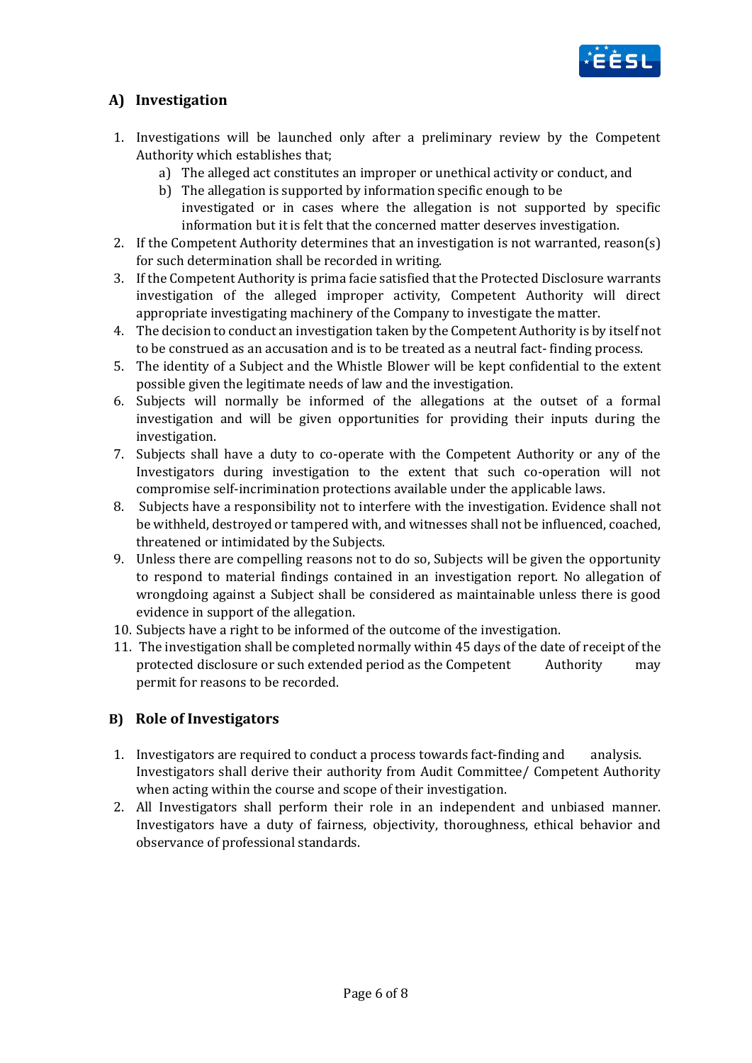## A) Investigation

1. Investigations will be launched only after a preliminary review by the Competent Authority which establishes that;
   a) The alleged act constitutes an improper or unethical activity or conduct, and
   b) The allegation is supported by information specific enough to be investigated or in cases where the allegation is not supported by specific information but it is felt that the concerned matter deserves investigation.
2. If the Competent Authority determines that an investigation is not warranted, reason(s) for such determination shall be recorded in writing.
3. If the Competent Authority is prima facie satisfied that the Protected Disclosure warrants investigation of the alleged improper activity, Competent Authority will direct appropriate investigating machinery of the Company to investigate the matter.
4. The decision to conduct an investigation taken by the Competent Authority is by itself not to be construed as an accusation and is to be treated as a neutral fact- finding process.
5. The identity of a Subject and the Whistle Blower will be kept confidential to the extent possible given the legitimate needs of law and the investigation.
6. Subjects will normally be informed of the allegations at the outset of a formal investigation and will be given opportunities for providing their inputs during the investigation.
7. Subjects shall have a duty to co-operate with the Competent Authority or any of the Investigators during investigation to the extent that such co-operation will not compromise self-incrimination protections available under the applicable laws.
8. Subjects have a responsibility not to interfere with the investigation. Evidence shall not be withheld, destroyed or tampered with, and witnesses shall not be influenced, coached, threatened or intimidated by the Subjects.
9. Unless there are compelling reasons not to do so, Subjects will be given the opportunity to respond to material findings contained in an investigation report. No allegation of wrongdoing against a Subject shall be considered as maintainable unless there is good evidence in support of the allegation.
10. Subjects have a right to be informed of the outcome of the investigation.
11. The investigation shall be completed normally within 45 days of the date of receipt of the protected disclosure or such extended period as the Competent Authority may permit for reasons to be recorded.

## B) Role of Investigators

1. Investigators are required to conduct a process towards fact-finding and analysis. Investigators shall derive their authority from Audit Committee/ Competent Authority when acting within the course and scope of their investigation.
2. All Investigators shall perform their role in an independent and unbiased manner. Investigators have a duty of fairness, objectivity, thoroughness, ethical behavior and observance of professional standards.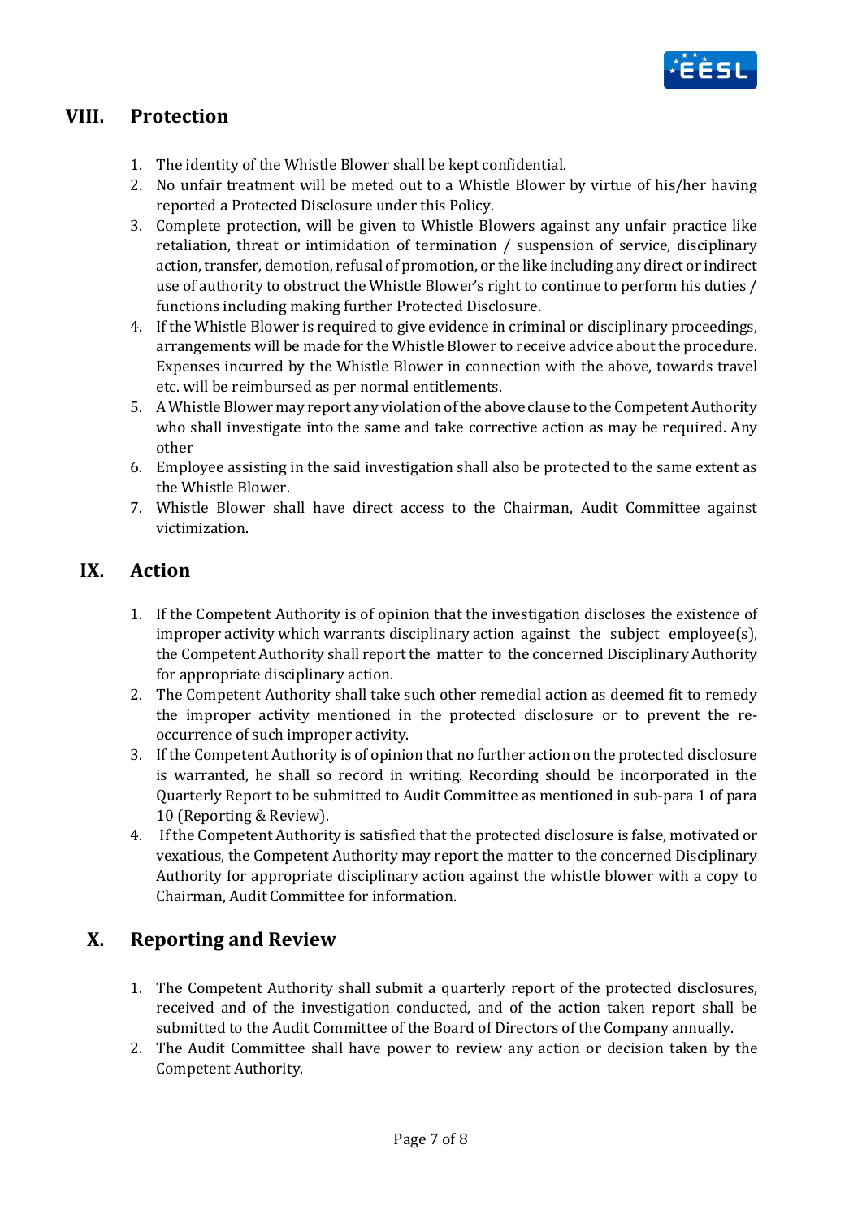## VIII. Protection

1. The identity of the Whistle Blower shall be kept confidential.
2. No unfair treatment will be meted out to a Whistle Blower by virtue of his/her having reported a Protected Disclosure under this Policy.
3. Complete protection, will be given to Whistle Blowers against any unfair practice like retaliation, threat or intimidation of termination / suspension of service, disciplinary action, transfer, demotion, refusal of promotion, or the like including any direct or indirect use of authority to obstruct the Whistle Blower's right to continue to perform his duties / functions including making further Protected Disclosure.
4. If the Whistle Blower is required to give evidence in criminal or disciplinary proceedings, arrangements will be made for the Whistle Blower to receive advice about the procedure. Expenses incurred by the Whistle Blower in connection with the above, towards travel etc. will be reimbursed as per normal entitlements.
5. A Whistle Blower may report any violation of the above clause to the Competent Authority who shall investigate into the same and take corrective action as may be required. Any other
6. Employee assisting in the said investigation shall also be protected to the same extent as the Whistle Blower.
7. Whistle Blower shall have direct access to the Chairman, Audit Committee against victimization.

## IX. Action

1. If the Competent Authority is of opinion that the investigation discloses the existence of improper activity which warrants disciplinary action against the subject employee(s), the Competent Authority shall report the matter to the concerned Disciplinary Authority for appropriate disciplinary action.
2. The Competent Authority shall take such other remedial action as deemed fit to remedy the improper activity mentioned in the protected disclosure or to prevent the re-occurrence of such improper activity.
3. If the Competent Authority is of opinion that no further action on the protected disclosure is warranted, he shall so record in writing. Recording should be incorporated in the Quarterly Report to be submitted to Audit Committee as mentioned in sub-para 1 of para 10 (Reporting & Review).
4. If the Competent Authority is satisfied that the protected disclosure is false, motivated or vexatious, the Competent Authority may report the matter to the concerned Disciplinary Authority for appropriate disciplinary action against the whistle blower with a copy to Chairman, Audit Committee for information.

## X. Reporting and Review

1. The Competent Authority shall submit a quarterly report of the protected disclosures, received and of the investigation conducted, and of the action taken report shall be submitted to the Audit Committee of the Board of Directors of the Company annually.
2. The Audit Committee shall have power to review any action or decision taken by the Competent Authority.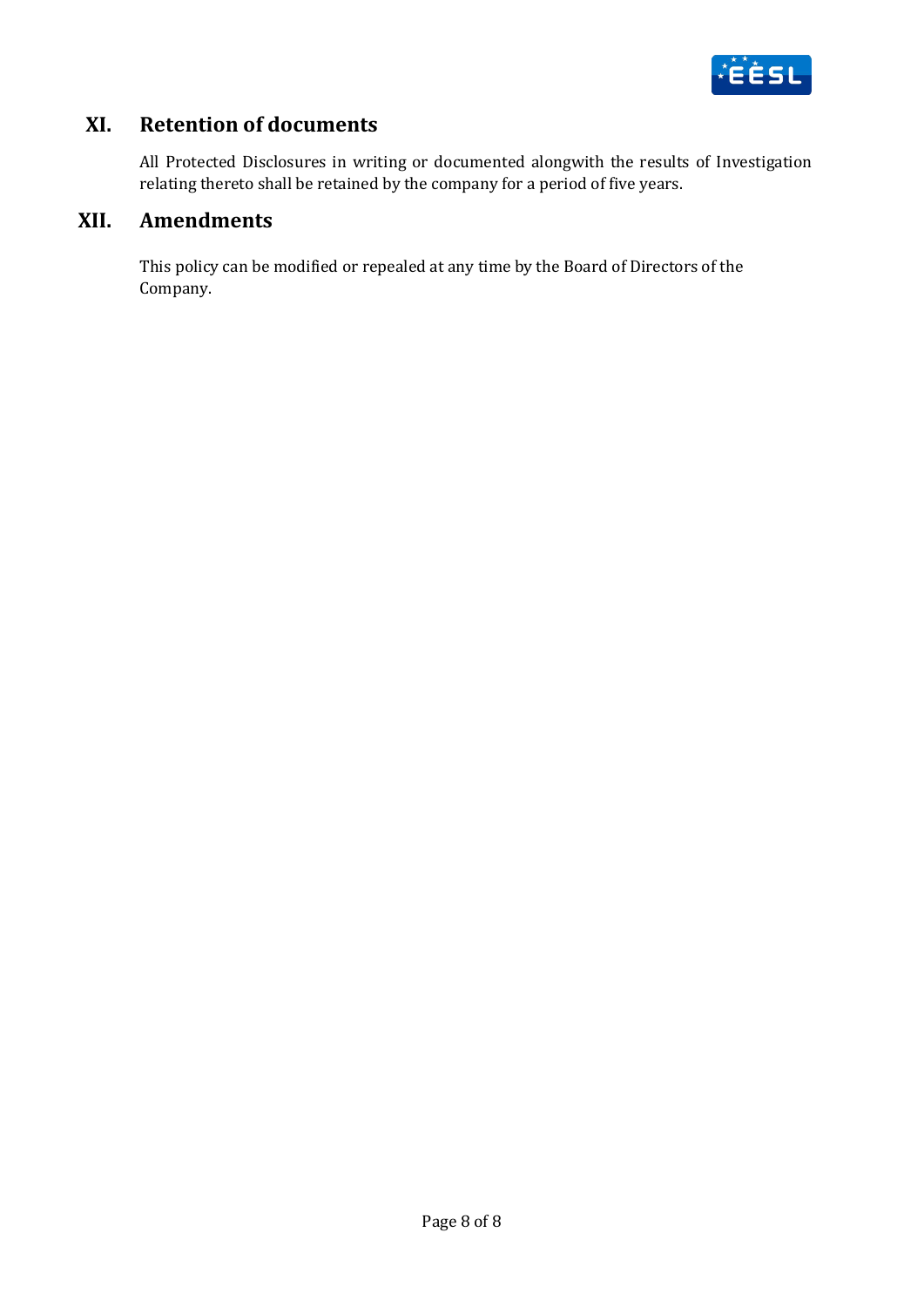## XI. Retention of documents

All Protected Disclosures in writing or documented alongwith the results of Investigation relating thereto shall be retained by the company for a period of five years.

## XII. Amendments

This policy can be modified or repealed at any time by the Board of Directors of the Company.